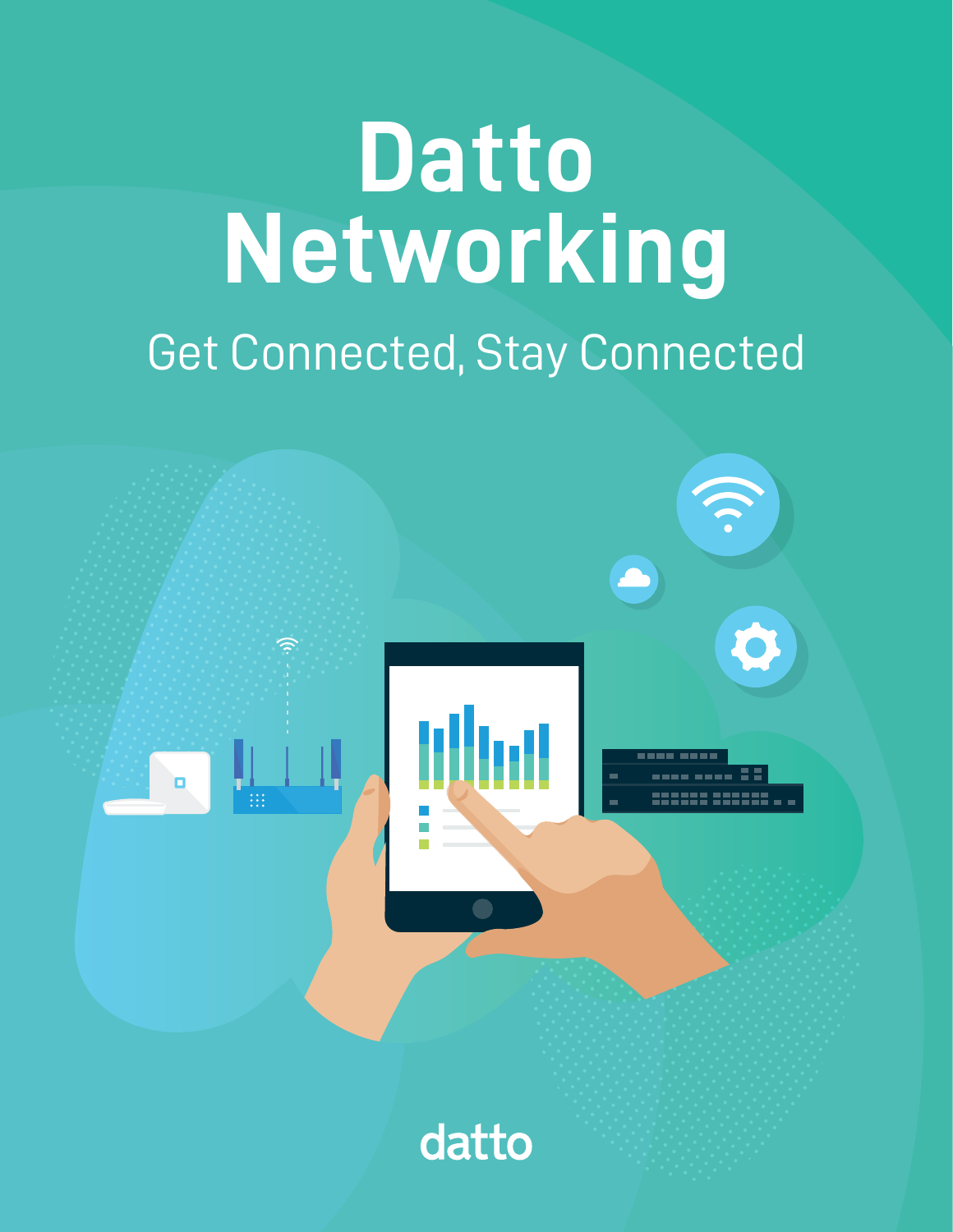# Datto Networking

## Get Connected, Stay Connected

datto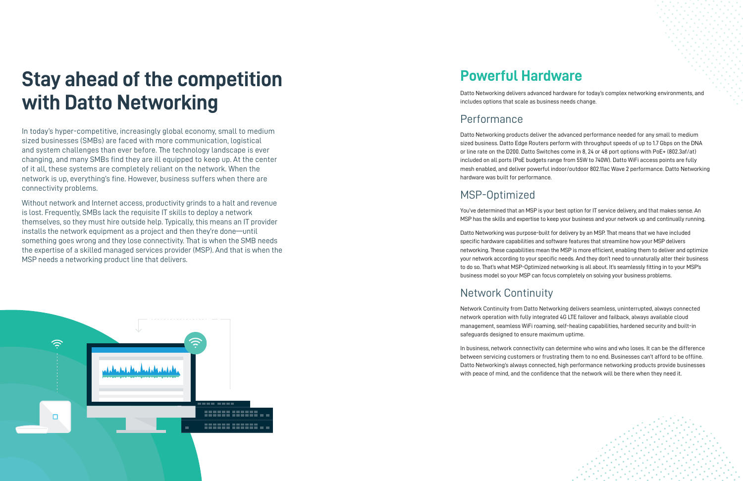# Stay ahead of the competition with Datto Networking

In today's hyper-competitive, increasingly global economy, small to medium sized businesses (SMBs) are faced with more communication, logistical and system challenges than ever before. The technology landscape is ever changing, and many SMBs find they are ill equipped to keep up. At the center of it all, these systems are completely reliant on the network. When the network is up, everything's fine. However, business suffers when there are connectivity problems.

Without network and Internet access, productivity grinds to a halt and revenue is lost. Frequently, SMBs lack the requisite IT skills to deploy a network themselves, so they must hire outside help. Typically, this means an IT provider installs the network equipment as a project and then they're done—until something goes wrong and they lose connectivity. That is when the SMB needs the expertise of a skilled managed services provider (MSP). And that is when the MSP needs a networking product line that delivers.

## Powerful Hardware

Datto Networking delivers advanced hardware for today's complex networking environments, and includes options that scale as business needs change.

### Performance

Datto Networking products deliver the advanced performance needed for any small to medium sized business. Datto Edge Routers perform with throughput speeds of up to 1.7 Gbps on the DNA or line rate on the D200. Datto Switches come in 8, 24 or 48 port options with PoE+ (802.3af/at) included on all ports (PoE budgets range from 55W to 740W). Datto WiFi access points are fully mesh enabled, and deliver powerful indoor/outdoor 802.11ac Wave 2 performance. Datto Networking hardware was built for performance.

### MSP-Optimized

You've determined that an MSP is your best option for IT service delivery, and that makes sense. An MSP has the skills and expertise to keep your business and your network up and continually running.

Datto Networking was purpose-built for delivery by an MSP. That means that we have included specific hardware capabilities and software features that streamline how your MSP delivers networking. These capabilities mean the MSP is more efficient, enabling them to deliver and optimize your network according to your specific needs. And they don't need to unnaturally alter their business to do so. That's what MSP-Optimized networking is all about. It's seamlessly fitting in to your MSP's business model so your MSP can focus completely on solving your business problems.

### Network Continuity

Network Continuity from Datto Networking delivers seamless, uninterrupted, always connected network operation with fully integrated 4G LTE failover and failback, always available cloud management, seamless WiFi roaming, self-healing capabilities, hardened security and built-in safeguards designed to ensure maximum uptime.

In business, network connectivity can determine who wins and who loses. It can be the difference between servicing customers or frustrating them to no end. Businesses can't afford to be offline. Datto Networking's always connected, high performance networking products provide businesses with peace of mind, and the confidence that the network will be there when they need it.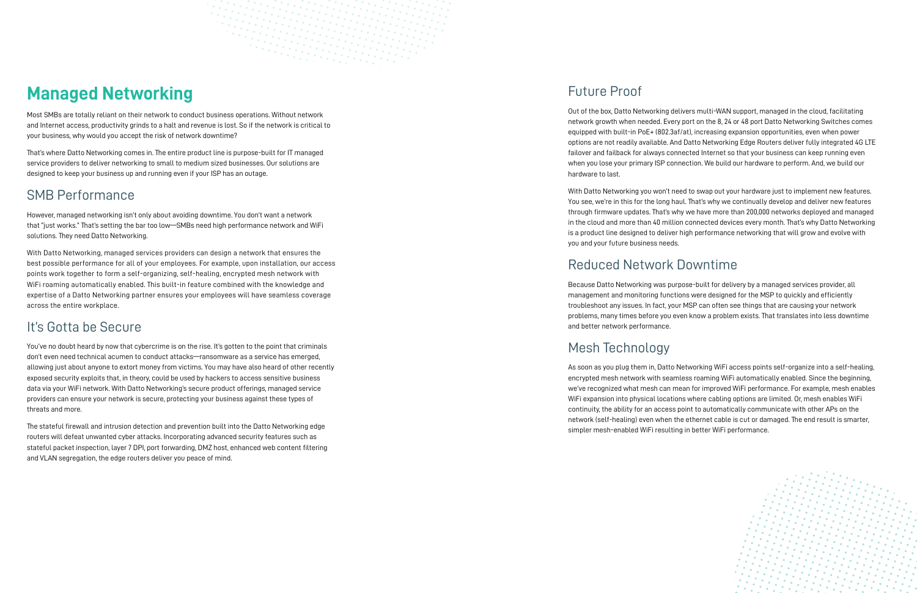# Managed Networking

Most SMBs are totally reliant on their network to conduct business operations. Without network and Internet access, productivity grinds to a halt and revenue is lost. So if the network is critical to your business, why would you accept the risk of network downtime?

That's where Datto Networking comes in. The entire product line is purpose-built for IT managed service providers to deliver networking to small to medium sized businesses. Our solutions are designed to keep your business up and running even if your ISP has an outage.

## SMB Performance

However, managed networking isn't only about avoiding downtime. You don't want a network that "just works." That's setting the bar too low—SMBs need high performance network and WiFi solutions. They need Datto Networking.

With Datto Networking, managed services providers can design a network that ensures the best possible performance for all of your employees. For example, upon installation, our access points work together to form a self-organizing, self-healing, encrypted mesh network with WiFi roaming automatically enabled. This built-in feature combined with the knowledge and expertise of a Datto Networking partner ensures your employees will have seamless coverage across the entire workplace.

## It's Gotta be Secure

You've no doubt heard by now that cybercrime is on the rise. It's gotten to the point that criminals don't even need technical acumen to conduct attacks—ransomware as a service has emerged, allowing just about anyone to extort money from victims. You may have also heard of other recently exposed security exploits that, in theory, could be used by hackers to access sensitive business data via your WiFi network. With Datto Networking's secure product offerings, managed service providers can ensure your network is secure, protecting your business against these types of threats and more.

The stateful firewall and intrusion detection and prevention built into the Datto Networking edge routers will defeat unwanted cyber attacks. Incorporating advanced security features such as stateful packet inspection, layer 7 DPI, port forwarding, DMZ host, enhanced web content filtering and VLAN segregation, the edge routers deliver you peace of mind.

## Future Proof

Out of the box, Datto Networking delivers multi-WAN support, managed in the cloud, facilitating network growth when needed. Every port on the 8, 24 or 48 port Datto Networking Switches comes equipped with built-in PoE+ (802.3af/at), increasing expansion opportunities, even when power options are not readily available. And Datto Networking Edge Routers deliver fully integrated 4G LTE failover and failback for always connected Internet so that your business can keep running even when you lose your primary ISP connection. We build our hardware to perform. And, we build our hardware to last.

With Datto Networking you won't need to swap out your hardware just to implement new features. You see, we're in this for the long haul. That's why we continually develop and deliver new features through firmware updates. That's why we have more than 200,000 networks deployed and managed in the cloud and more than 40 million connected devices every month. That's why Datto Networking is a product line designed to deliver high performance networking that will grow and evolve with you and your future business needs.

## Reduced Network Downtime

Because Datto Networking was purpose-built for delivery by a managed services provider, all management and monitoring functions were designed for the MSP to quickly and efficiently troubleshoot any issues. In fact, your MSP can often see things that are causing your network problems, many times before you even know a problem exists. That translates into less downtime and better network performance.

## Mesh Technology

As soon as you plug them in, Datto Networking WiFi access points self-organize into a self-healing, encrypted mesh network with seamless roaming WiFi automatically enabled. Since the beginning, we've recognized what mesh can mean for improved WiFi performance. For example, mesh enables WiFi expansion into physical locations where cabling options are limited. Or, mesh enables WiFi continuity, the ability for an access point to automatically communicate with other APs on the network (self-healing) even when the ethernet cable is cut or damaged. The end result is smarter, simpler mesh-enabled WiFi resulting in better WiFi performance.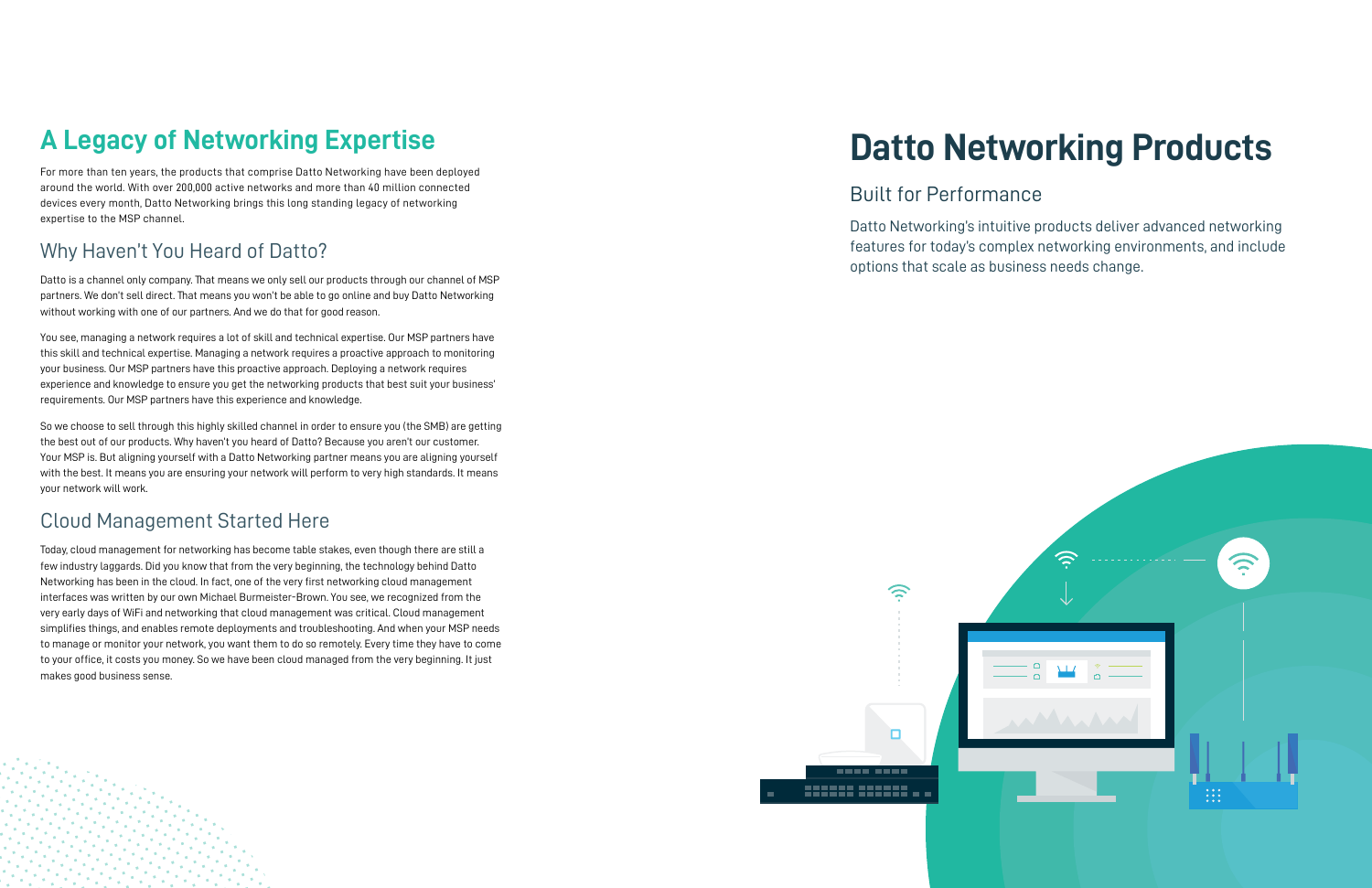## A Legacy of Networking Expertise

For more than ten years, the products that comprise Datto Networking have been deployed around the world. With over 200,000 active networks and more than 40 million connected devices every month, Datto Networking brings this long standing legacy of networking expertise to the MSP channel.

### Why Haven't You Heard of Datto?

Datto is a channel only company. That means we only sell our products through our channel of MSP partners. We don't sell direct. That means you won't be able to go online and buy Datto Networking without working with one of our partners. And we do that for good reason.

You see, managing a network requires a lot of skill and technical expertise. Our MSP partners have this skill and technical expertise. Managing a network requires a proactive approach to monitoring your business. Our MSP partners have this proactive approach. Deploying a network requires experience and knowledge to ensure you get the networking products that best suit your business' requirements. Our MSP partners have this experience and knowledge.

So we choose to sell through this highly skilled channel in order to ensure you (the SMB) are getting the best out of our products. Why haven't you heard of Datto? Because you aren't our customer. Your MSP is. But aligning yourself with a Datto Networking partner means you are aligning yourself with the best. It means you are ensuring your network will perform to very high standards. It means your network will work.

### Cloud Management Started Here

Today, cloud management for networking has become table stakes, even though there are still a few industry laggards. Did you know that from the very beginning, the technology behind Datto Networking has been in the cloud. In fact, one of the very first networking cloud management interfaces was written by our own Michael Burmeister-Brown. You see, we recognized from the very early days of WiFi and networking that cloud management was critical. Cloud management simplifies things, and enables remote deployments and troubleshooting. And when your MSP needs to manage or monitor your network, you want them to do so remotely. Every time they have to come to your office, it costs you money. So we have been cloud managed from the very beginning. It just makes good business sense.

# Datto Networking Products

### Built for Performance

Datto Networking's intuitive products deliver advanced networking features for today's complex networking environments, and include options that scale as business needs change.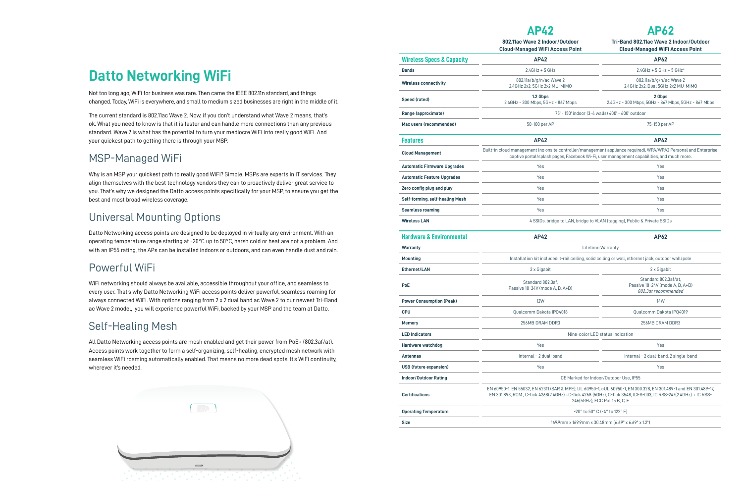# Datto Networking WiFi

Not too long ago, WiFi for business was rare. Then came the IEEE 802.11n standard, and things changed. Today, WiFi is everywhere, and small to medium sized businesses are right in the middle of it.

The current standard is 802.11ac Wave 2. Now, if you don't understand what Wave 2 means, that's ok. What you need to know is that it is faster and can handle more connections than any previous standard. Wave 2 is what has the potential to turn your mediocre WiFi into really good WiFi. And your quickest path to getting there is through your MSP.

## MSP-Managed WiFi

Why is an MSP your quickest path to really good WiFi? Simple. MSPs are experts in IT services. They align themselves with the best technology vendors they can to proactively deliver great service to you. That's why we designed the Datto access points specifically for your MSP, to ensure you get the best and most broad wireless coverage.

## Universal Mounting Options

Datto Networking access points are designed to be deployed in virtually any environment. With an operating temperature range starting at -20°C up to 50°C, harsh cold or heat are not a problem. And with an IP55 rating, the APs can be installed indoors or outdoors, and can even handle dust and rain.

## Powerful WiFi

WiFi networking should always be available, accessible throughout your office, and seamless to every user. That's why Datto Networking WiFi access points deliver powerful, seamless roaming for always connected WiFi. With options ranging from 2 x 2 dual band ac Wave 2 to our newest Tri-Band ac Wave 2 model, you will experience powerful WiFi, backed by your MSP and the team at Datto.

## Self-Healing Mesh

All Datto Networking access points are mesh enabled and get their power from PoE+ (802.3af/at). Access points work together to form a self-organizing, self-healing, encrypted mesh network with seamless WiFi roaming automatically enabled. That means no more dead spots. It's WiFi continuity, wherever it's needed.

| | **AP42**<br>802.11ac Wave 2 Indoor/Outdoor Cloud-Managed WiFi Access Point | **AP62**<br>Tri-Band 802.11ac Wave 2 Indoor/Outdoor Cloud-Managed WiFi Access Point |
|---|---|---|
| **Wireless Specs & Capacity** | **AP42** | **AP62** |
| Bands | 2.4GHz + 5 GHz | 2.4GHz + 5 GHz + 5 GHz* |
| Wireless connectivity | 802.11a/b/g/n/ac Wave 2<br>2.4GHz 2x2, 5GHz 2x2 MU-MIMO | 802.11a/b/g/n/ac Wave 2<br>2.4GHz 2x2, Dual 5GHz 2x2 MU-MIMO |
| Speed (rated) | **1.2 Gbps**<br>2.4GHz - 300 Mbps, 5GHz - 867 Mbps | **2 Gbps**<br>2.4GHz - 300 Mbps, 5GHz - 867 Mbps, 5GHz - 867 Mbps |
| Range (approximate) | 75' - 150' indoor (3-4 walls) 400' - 600' outdoor | |
| Max users (recommended) | 50-100 per AP | 75-150 per AP |
| **Features** | **AP42** | **AP62** |
| Cloud Management | Built-in cloud management (no onsite controller/management appliance required), WPA/WPA2 Personal and Enterprise, captive portal/splash pages, Facebook Wi-Fi, user management capabilities, and much more. | |
| Automatic Firmware Upgrades | Yes | Yes |
| Automatic Feature Upgrades | Yes | Yes |
| Zero config plug and play | Yes | Yes |
| Self-forming, self-healing Mesh | Yes | Yes |
| Seamless roaming | Yes | Yes |
| Wireless LAN | 4 SSIDs, bridge to LAN, bridge to VLAN (tagging), Public & Private SSIDs | |
| **Hardware & Environmental** | **AP42** | **AP62** |
| Warranty | Lifetime Warranty | |
| Mounting | Installation kit included: t-rail ceiling, solid ceiling or wall, ethernet jack, outdoor wall/pole | |
| Ethernet/LAN | 2 x Gigabit | 2 x Gigabit |
| PoE | Standard 802.3af,<br>Passive 18-24V (mode A, B, A+B) | Standard 802.3af/at,<br>Passive 18-24V (mode A, B, A+B)<br>*802.3at recommended* |
| Power Consumption (Peak) | 12W | 14W |
| CPU | Qualcomm Dakota IPQ4018 | Qualcomm Dakota IPQ4019 |
| Memory | 256MB DRAM DDR3 | 256MB DRAM DDR3 |
| LED Indicators | Nine-color LED status indication | |
| Hardware watchdog | Yes | Yes |
| Antennas | Internal - 2 dual-band | Internal - 2 dual-band, 2 single-band |
| USB (future expansion) | Yes | Yes |
| Indoor/Outdoor Rating | CE Marked for Indoor/Outdoor Use, IP55 | |
| Certifications | EN 60950-1, EN 55032, EN 62311 (SAR & MPE), UL 60950-1, cUL 60950-1, EN 300.328, EN 301.489-1 and EN 301.489-17, EN 301.893, RCM , C-Tick 4268(2.4GHz) +C-Tick 4268 (5GHz), C-Tick 3548, ICES-003, IC RSS-247(2.4GHz) + IC RSS-246(5GHz), FCC Pat 15 B, C, E | |
| Operating Temperature | -20° to 50° C (-4° to 122° F) | |
| Size | 169.9mm x 169.9mm x 30.48mm (6.69" x 6.69" x 1.2") | |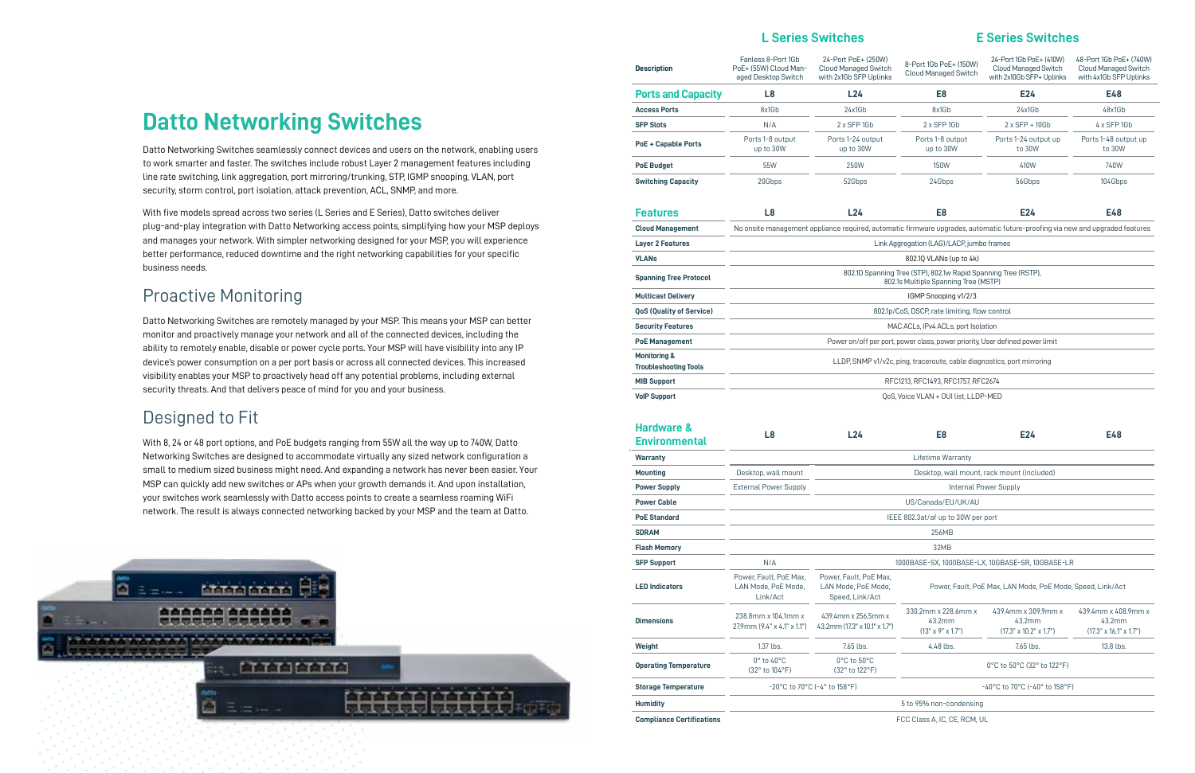# Datto Networking Switches

Datto Networking Switches seamlessly connect devices and users on the network, enabling users to work smarter and faster. The switches include robust Layer 2 management features including line rate switching, link aggregation, port mirroring/trunking, STP, IGMP snooping, VLAN, port security, storm control, port isolation, attack prevention, ACL, SNMP, and more.

With five models spread across two series (L Series and E Series), Datto switches deliver plug-and-play integration with Datto Networking access points, simplifying how your MSP deploys and manages your network. With simpler networking designed for your MSP, you will experience better performance, reduced downtime and the right networking capabilities for your specific business needs.

## Proactive Monitoring

Datto Networking Switches are remotely managed by your MSP. This means your MSP can better monitor and proactively manage your network and all of the connected devices, including the ability to remotely enable, disable or power cycle ports. Your MSP will have visibility into any IP device's power consumption on a per port basis or across all connected devices. This increased visibility enables your MSP to proactively head off any potential problems, including external security threats. And that delivers peace of mind for you and your business.

## Designed to Fit

With 8, 24 or 48 port options, and PoE budgets ranging from 55W all the way up to 740W, Datto Networking Switches are designed to accommodate virtually any sized network configuration a small to medium sized business might need. And expanding a network has never been easier. Your MSP can quickly add new switches or APs when your growth demands it. And upon installation, your switches work seamlessly with Datto access points to create a seamless roaming WiFi network. The result is always connected networking backed by your MSP and the team at Datto.

| | L Series Switches | | E Series Switches | | |
|---|---|---|---|---|---|
| **Description** | Fanless 8-Port 1Gb PoE+ (55W) Cloud Managed Desktop Switch | 24-Port PoE+ (250W) Cloud Managed Switch with 2x1Gb SFP Uplinks | 8-Port 1Gb PoE+ (150W) Cloud Managed Switch | 24-Port 1Gb PoE+ (410W) Cloud Managed Switch with 2x10Gb SFP+ Uplinks | 48-Port 1Gb PoE+ (740W) Cloud Managed Switch with 4x1Gb SFP Uplinks |
| **Ports and Capacity** | **L8** | **L24** | **E8** | **E24** | **E48** |
| **Access Ports** | 8x1Gb | 24x1Gb | 8x1Gb | 24x1Gb | 48x1Gb |
| **SFP Slots** | N/A | 2 x SFP 1Gb | 2 x SFP 1Gb | 2 x SFP + 10Gb | 4 x SFP 1Gb |
| **PoE + Capable Ports** | Ports 1-8 output up to 30W | Ports 1-24 output up to 30W | Ports 1-8 output up to 30W | Ports 1-24 output up to 30W | Ports 1-48 output up to 30W |
| **PoE Budget** | 55W | 250W | 150W | 410W | 740W |
| **Switching Capacity** | 20Gbps | 52Gbps | 24Gbps | 56Gbps | 104Gbps |

| **Features** | **L8** | **L24** | **E8** | **E24** | **E48** |
|---|---|---|---|---|---|
| **Cloud Management** | No onsite management appliance required, automatic firmware upgrades, automatic future-proofing via new and upgraded features | | | | |
| **Layer 2 Features** | Link Aggregation (LAG)/LACP, jumbo frames | | | | |
| **VLANs** | 802.1Q VLANs (up to 4k) | | | | |
| **Spanning Tree Protocol** | 802.1D Spanning Tree (STP), 802.1w Rapid Spanning Tree (RSTP), 802.1s Multiple Spanning Tree (MSTP) | | | | |
| **Multicast Delivery** | IGMP Snooping v1/2/3 | | | | |
| **QoS (Quality of Service)** | 802.1p/CoS, DSCP, rate limiting, flow control | | | | |
| **Security Features** | MAC ACLs, IPv4 ACLs, port Isolation | | | | |
| **PoE Management** | Power on/off per port, power class, power priority, User defined power limit | | | | |
| **Monitoring & Troubleshooting Tools** | LLDP, SNMP v1/v2c, ping, traceroute, cable diagnostics, port mirroring | | | | |
| **MIB Support** | RFC1213, RFC1493, RFC1757, RFC2674 | | | | |
| **VoIP Support** | QoS, Voice VLAN + OUI list, LLDP-MED | | | | |

| **Hardware & Environmental** | **L8** | **L24** | **E8** | **E24** | **E48** |
|---|---|---|---|---|---|
| **Warranty** | Lifetime Warranty | | | | |
| **Mounting** | Desktop, wall mount | Desktop, wall mount, rack mount (included) | | | |
| **Power Supply** | External Power Supply | Internal Power Supply | | | |
| **Power Cable** | US/Canada/EU/UK/AU | | | | |
| **PoE Standard** | IEEE 802.3at/af up to 30W per port | | | | |
| **SDRAM** | 256MB | | | | |
| **Flash Memory** | 32MB | | | | |
| **SFP Support** | N/A | 1000BASE-SX, 1000BASE-LX, 10GBASE-SR, 10GBASE-LR | | | |
| **LED Indicators** | Power, Fault, PoE Max, LAN Mode, PoE Mode, Link/Act | Power, Fault, PoE Max, LAN Mode, PoE Mode, Speed, Link/Act | Power, Fault, PoE Max, LAN Mode, PoE Mode, Speed, Link/Act | | |
| **Dimensions** | 238.8mm x 104.1mm x 27.9mm (9.4" x 4.1" x 1.1") | 439.4mm x 256.5mm x 43.2mm (17.3" x 10.1" x 1.7") | 330.2mm x 228.6mm x 43.2mm (13" x 9" x 1.7") | 439.4mm x 309.9mm x 43.2mm (17.3" x 10.2" x 1.7") | 439.4mm x 408.9mm x 43.2mm (17.3" x 16.1" x 1.7") |
| **Weight** | 1.37 lbs. | 7.65 lbs. | 4.48 lbs. | 7.65 lbs. | 13.8 lbs. |
| **Operating Temperature** | 0° to 40°C (32° to 104°F) | 0°C to 50°C (32° to 122°F) | 0°C to 50°C (32° to 122°F) | | |
| **Storage Temperature** | -20°C to 70°C (-4° to 158°F) | | -40°C to 70°C (-40° to 158°F) | | |
| **Humidity** | 5 to 95% non-condensing | | | | |
| **Compliance Certifications** | FCC Class A, IC, CE, RCM, UL | | | | |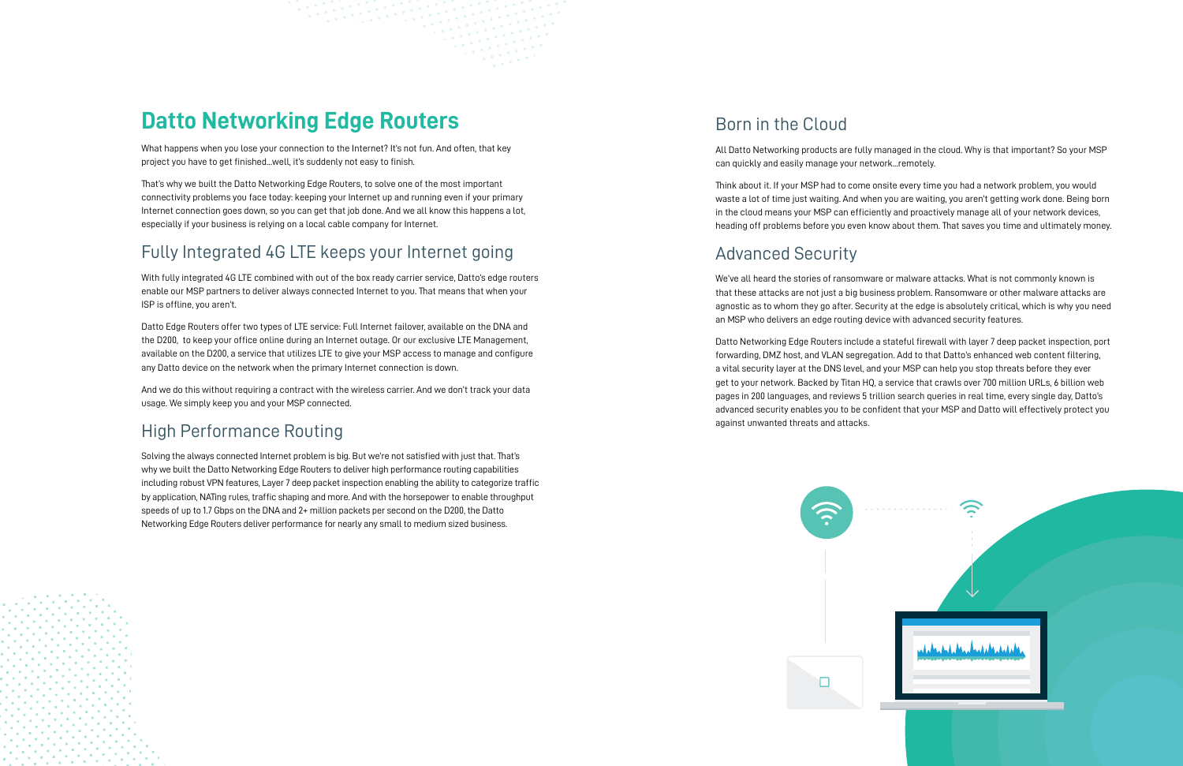# Datto Networking Edge Routers

What happens when you lose your connection to the Internet? It's not fun. And often, that key project you have to get finished...well, it's suddenly not easy to finish.

That's why we built the Datto Networking Edge Routers, to solve one of the most important connectivity problems you face today: keeping your Internet up and running even if your primary Internet connection goes down, so you can get that job done. And we all know this happens a lot, especially if your business is relying on a local cable company for Internet.

## Fully Integrated 4G LTE keeps your Internet going

With fully integrated 4G LTE combined with out of the box ready carrier service, Datto's edge routers enable our MSP partners to deliver always connected Internet to you. That means that when your ISP is offline, you aren't.

Datto Edge Routers offer two types of LTE service: Full Internet failover, available on the DNA and the D200, to keep your office online during an Internet outage. Or our exclusive LTE Management, available on the D200, a service that utilizes LTE to give your MSP access to manage and configure any Datto device on the network when the primary Internet connection is down.

And we do this without requiring a contract with the wireless carrier. And we don't track your data usage. We simply keep you and your MSP connected.

## High Performance Routing

Solving the always connected Internet problem is big. But we're not satisfied with just that. That's why we built the Datto Networking Edge Routers to deliver high performance routing capabilities including robust VPN features, Layer 7 deep packet inspection enabling the ability to categorize traffic by application, NATing rules, traffic shaping and more. And with the horsepower to enable throughput speeds of up to 1.7 Gbps on the DNA and 2+ million packets per second on the D200, the Datto Networking Edge Routers deliver performance for nearly any small to medium sized business.

## Born in the Cloud

All Datto Networking products are fully managed in the cloud. Why is that important? So your MSP can quickly and easily manage your network...remotely.

Think about it. If your MSP had to come onsite every time you had a network problem, you would waste a lot of time just waiting. And when you are waiting, you aren't getting work done. Being born in the cloud means your MSP can efficiently and proactively manage all of your network devices, heading off problems before you even know about them. That saves you time and ultimately money.

## Advanced Security

We've all heard the stories of ransomware or malware attacks. What is not commonly known is that these attacks are not just a big business problem. Ransomware or other malware attacks are agnostic as to whom they go after. Security at the edge is absolutely critical, which is why you need an MSP who delivers an edge routing device with advanced security features.

Datto Networking Edge Routers include a stateful firewall with layer 7 deep packet inspection, port forwarding, DMZ host, and VLAN segregation. Add to that Datto's enhanced web content filtering, a vital security layer at the DNS level, and your MSP can help you stop threats before they ever get to your network. Backed by Titan HQ, a service that crawls over 700 million URLs, 6 billion web pages in 200 languages, and reviews 5 trillion search queries in real time, every single day, Datto's advanced security enables you to be confident that your MSP and Datto will effectively protect you against unwanted threats and attacks.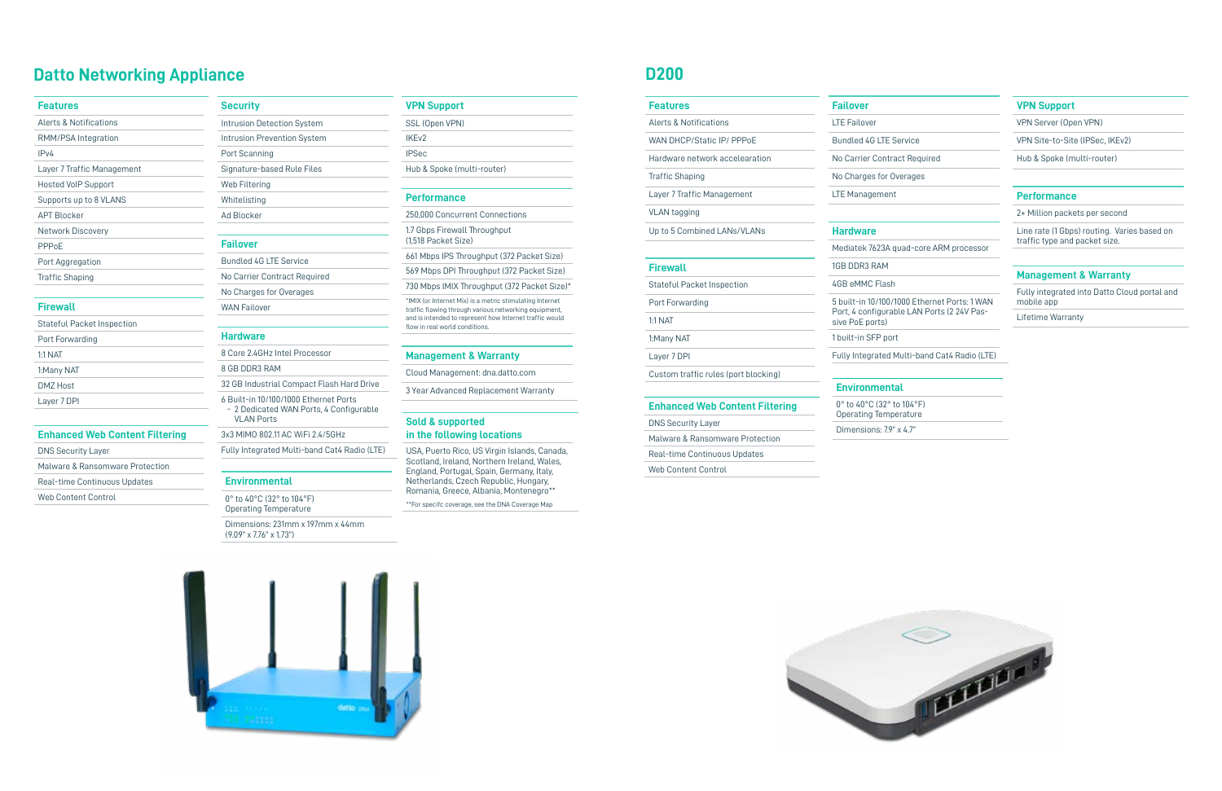# Datto Networking Appliance

### Features

- Alerts & Notifications
- RMM/PSA Integration
- IPv4
- Layer 7 Traffic Management
- Hosted VoIP Support
- Supports up to 8 VLANS
- APT Blocker
- Network Discovery
- PPPoE
- Port Aggregation
- Traffic Shaping

### Firewall

- Stateful Packet Inspection
- Port Forwarding
- 1:1 NAT
- 1:Many NAT
- DMZ Host
- Layer 7 DPI

### Enhanced Web Content Filtering

- DNS Security Layer
- Malware & Ransomware Protection
- Real-time Continuous Updates
- Web Content Control

### Security

- Intrusion Detection System
- Intrusion Prevention System
- Port Scanning
- Signature-based Rule Files
- Web Filtering
- Whitelisting
- Ad Blocker

### Failover

- Bundled 4G LTE Service
- No Carrier Contract Required
- No Charges for Overages
- WAN Failover

### Hardware

- 8 Core 2.4GHz Intel Processor
- 8 GB DDR3 RAM
- 32 GB Industrial Compact Flash Hard Drive
- 6 Built-in 10/100/1000 Ethernet Ports
  - 2 Dedicated WAN Ports, 4 Configurable VLAN Ports
- 3x3 MIMO 802.11 AC WiFi 2.4/5GHz
- Fully Integrated Multi-band Cat4 Radio (LTE)

### Environmental

- 0° to 40°C (32° to 104°F) Operating Temperature
- Dimensions: 231mm x 197mm x 44mm (9.09" x 7.76" x 1.73")

### VPN Support

- SSL (Open VPN)
- IKEv2
- IPSec
- Hub & Spoke (multi-router)

### Performance

- 250,000 Concurrent Connections
- 1.7 Gbps Firewall Throughput (1,518 Packet Size)
- 661 Mbps IPS Throughput (372 Packet Size)
- 569 Mbps DPI Throughput (372 Packet Size)
- 730 Mbps IMIX Throughput (372 Packet Size)*

*IMIX (or Internet MIX) is a metric stimulating Internet traffic flowing through various networking equipment, and is intended to represent how Internet traffic would flow in real world conditions.

### Management & Warranty

- Cloud Management: dna.datto.com
- 3 Year Advanced Replacement Warranty

### Sold & supported in the following locations

USA, Puerto Rico, US Virgin Islands, Canada, Scotland, Ireland, Northern Ireland, Wales, England, Portugal, Spain, Germany, Italy, Netherlands, Czech Republic, Hungary, Romania, Greece, Albania, Montenegro**

**For specifc coverage, see the DNA Coverage Map

# D200

### Features

- Alerts & Notifications
- WAN DHCP/Static IP/ PPPoE
- Hardware network accelearation
- Traffic Shaping
- Layer 7 Traffic Management
- VLAN tagging
- Up to 5 Combined LANs/VLANs

### Firewall

- Stateful Packet Inspection
- Port Forwarding
- 1:1 NAT
- 1:Many NAT
- Layer 7 DPI
- Custom traffic rules (port blocking)

### Enhanced Web Content Filtering

- DNS Security Layer
- Malware & Ransomware Protection
- Real-time Continuous Updates
- Web Content Control

### Failover

- LTE Failover
- Bundled 4G LTE Service
- No Carrier Contract Required
- No Charges for Overages
- LTE Management

### Hardware

- Mediatek 7623A quad-core ARM processor
- 1GB DDR3 RAM
- 4GB eMMC Flash
- 5 built-in 10/100/1000 Ethernet Ports: 1 WAN Port, 4 configurable LAN Ports (2 24V Passive PoE ports)
- 1 built-in SFP port
- Fully Integrated Multi-band Cat4 Radio (LTE)

### Environmental

- 0° to 40°C (32° to 104°F) Operating Temperature
- Dimensions: 7.9" x 4.7"

### VPN Support

- VPN Server (Open VPN)
- VPN Site-to-Site (IPSec, IKEv2)
- Hub & Spoke (multi-router)

### Performance

- 2+ Million packets per second
- Line rate (1 Gbps) routing. Varies based on traffic type and packet size.

### Management & Warranty

- Fully integrated into Datto Cloud portal and mobile app
- Lifetime Warranty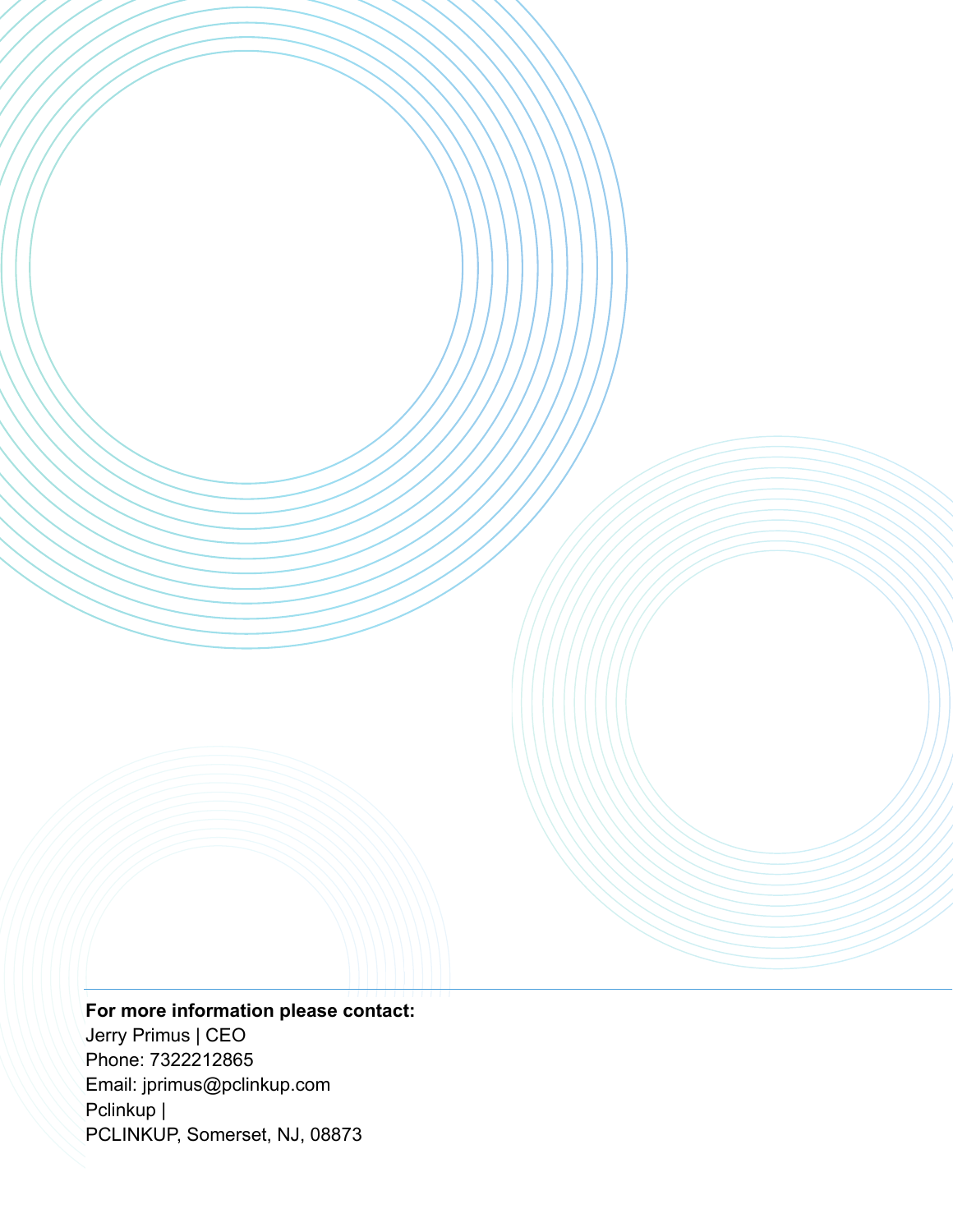**For more information please contact:**

Jerry Primus | CEO

Phone: 7322212865

Email: jprimus@pclinkup.com

Pclinkup |

PCLINKUP, Somerset, NJ, 08873